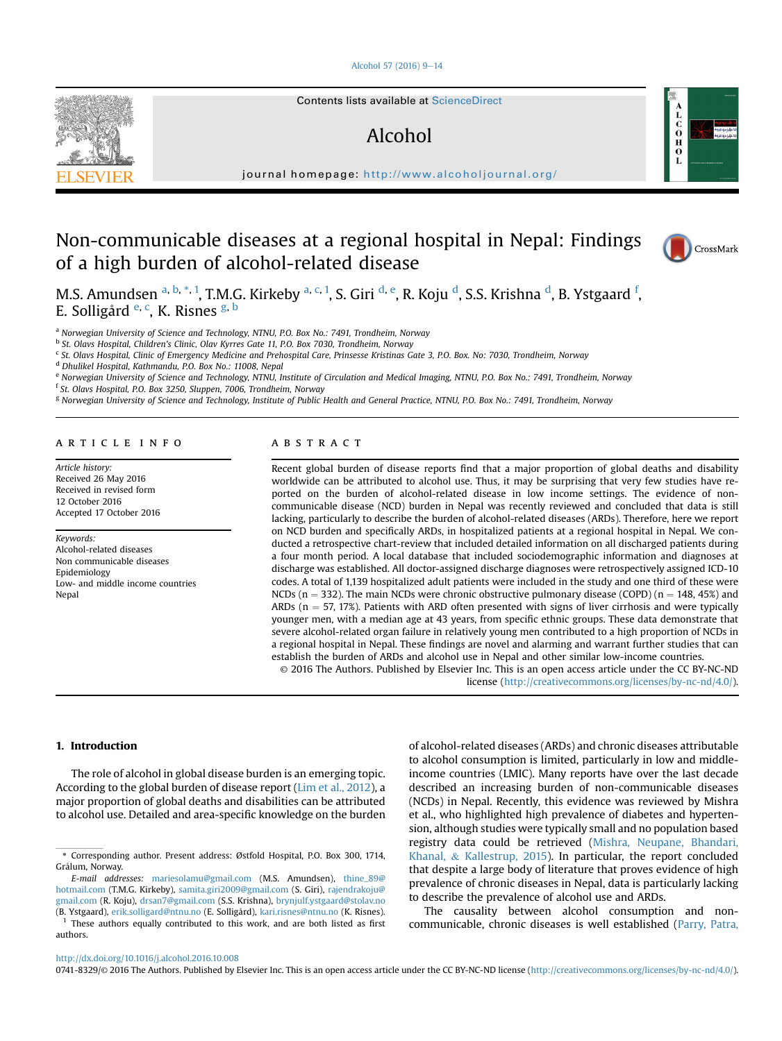# Non-communicable diseases at a regional hospital in Nepal: Findings of a high burden of alcohol-related disease

M.S. Amundsen [a, b, *, 1], T.M.G. Kirkeby [a, c, 1], S. Giri [d, e], R. Koju [d], S.S. Krishna [d], B. Ystgaard [f], E. Solligård [e, c], K. Risnes [g, b]

[a] Norwegian University of Science and Technology, NTNU, P.O. Box No.: 7491, Trondheim, Norway
[b] St. Olavs Hospital, Children's Clinic, Olav Kyrres Gate 11, P.O. Box 7030, Trondheim, Norway
[c] St. Olavs Hospital, Clinic of Emergency Medicine and Prehospital Care, Prinsesse Kristinas Gate 3, P.O. Box. No: 7030, Trondheim, Norway
[d] Dhulikel Hospital, Kathmandu, P.O. Box No.: 11008, Nepal
[e] Norwegian University of Science and Technology, NTNU, Institute of Circulation and Medical Imaging, NTNU, P.O. Box No.: 7491, Trondheim, Norway
[f] St. Olavs Hospital, P.O. Box 3250, Sluppen, 7006, Trondheim, Norway
[g] Norwegian University of Science and Technology, Institute of Public Health and General Practice, NTNU, P.O. Box No.: 7491, Trondheim, Norway

## ARTICLE INFO

*Article history:*
Received 26 May 2016
Received in revised form 12 October 2016
Accepted 17 October 2016

*Keywords:*
Alcohol-related diseases
Non communicable diseases
Epidemiology
Low- and middle income countries
Nepal

## ABSTRACT

Recent global burden of disease reports find that a major proportion of global deaths and disability worldwide can be attributed to alcohol use. Thus, it may be surprising that very few studies have reported on the burden of alcohol-related disease in low income settings. The evidence of non-communicable disease (NCD) burden in Nepal was recently reviewed and concluded that data is still lacking, particularly to describe the burden of alcohol-related diseases (ARDs). Therefore, here we report on NCD burden and specifically ARDs, in hospitalized patients at a regional hospital in Nepal. We conducted a retrospective chart-review that included detailed information on all discharged patients during a four month period. A local database that included sociodemographic information and diagnoses at discharge was established. All doctor-assigned discharge diagnoses were retrospectively assigned ICD-10 codes. A total of 1,139 hospitalized adult patients were included in the study and one third of these were NCDs (n = 332). The main NCDs were chronic obstructive pulmonary disease (COPD) (n = 148, 45%) and ARDs (n = 57, 17%). Patients with ARD often presented with signs of liver cirrhosis and were typically younger men, with a median age at 43 years, from specific ethnic groups. These data demonstrate that severe alcohol-related organ failure in relatively young men contributed to a high proportion of NCDs in a regional hospital in Nepal. These findings are novel and alarming and warrant further studies that can establish the burden of ARDs and alcohol use in Nepal and other similar low-income countries.

© 2016 The Authors. Published by Elsevier Inc. This is an open access article under the CC BY-NC-ND license (http://creativecommons.org/licenses/by-nc-nd/4.0/).

## 1. Introduction

The role of alcohol in global disease burden is an emerging topic. According to the global burden of disease report (Lim et al., 2012), a major proportion of global deaths and disabilities can be attributed to alcohol use. Detailed and area-specific knowledge on the burden of alcohol-related diseases (ARDs) and chronic diseases attributable to alcohol consumption is limited, particularly in low and middle-income countries (LMIC). Many reports have over the last decade described an increasing burden of non-communicable diseases (NCDs) in Nepal. Recently, this evidence was reviewed by Mishra et al., who highlighted high prevalence of diabetes and hypertension, although studies were typically small and no population based registry data could be retrieved (Mishra, Neupane, Bhandari, Khanal, & Kallestrup, 2015). In particular, the report concluded that despite a large body of literature that proves evidence of high prevalence of chronic diseases in Nepal, data is particularly lacking to describe the prevalence of alcohol use and ARDs.

The causality between alcohol consumption and non-communicable, chronic diseases is well established (Parry, Patra,

---

\* Corresponding author. Present address: Østfold Hospital, P.O. Box 300, 1714, Grålum, Norway.

*E-mail addresses:* mariesolamu@gmail.com (M.S. Amundsen), thine_89@hotmail.com (T.M.G. Kirkeby), samita.giri2009@gmail.com (S. Giri), rajendrakoju@gmail.com (R. Koju), drsan7@gmail.com (S.S. Krishna), brynjulf.ystgaard@stolav.no (B. Ystgaard), erik.solligard@ntnu.no (E. Solligård), kari.risnes@ntnu.no (K. Risnes).

[1] These authors equally contributed to this work, and are both listed as first authors.

http://dx.doi.org/10.1016/j.alcohol.2016.10.008
0741-8329/© 2016 The Authors. Published by Elsevier Inc. This is an open access article under the CC BY-NC-ND license (http://creativecommons.org/licenses/by-nc-nd/4.0/).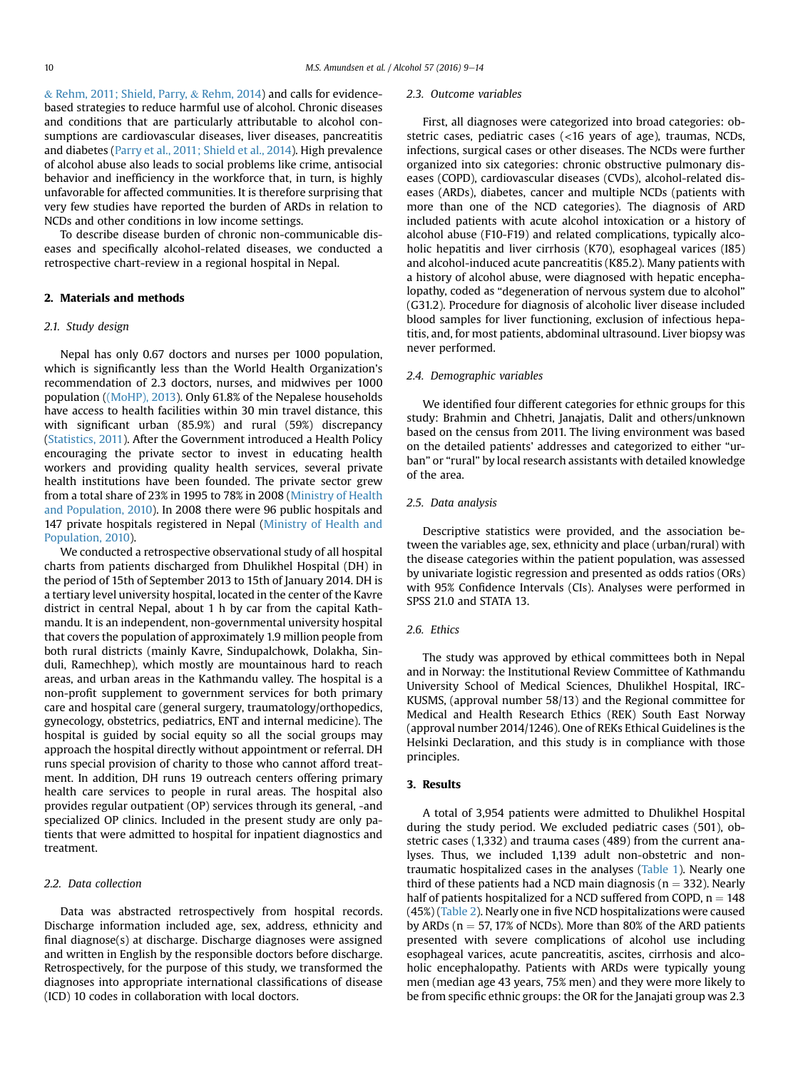& Rehm, 2011; Shield, Parry, & Rehm, 2014) and calls for evidence-based strategies to reduce harmful use of alcohol. Chronic diseases and conditions that are particularly attributable to alcohol consumptions are cardiovascular diseases, liver diseases, pancreatitis and diabetes (Parry et al., 2011; Shield et al., 2014). High prevalence of alcohol abuse also leads to social problems like crime, antisocial behavior and inefficiency in the workforce that, in turn, is highly unfavorable for affected communities. It is therefore surprising that very few studies have reported the burden of ARDs in relation to NCDs and other conditions in low income settings.

To describe disease burden of chronic non-communicable diseases and specifically alcohol-related diseases, we conducted a retrospective chart-review in a regional hospital in Nepal.

## 2. Materials and methods

### 2.1. Study design

Nepal has only 0.67 doctors and nurses per 1000 population, which is significantly less than the World Health Organization's recommendation of 2.3 doctors, nurses, and midwives per 1000 population ((MoHP), 2013). Only 61.8% of the Nepalese households have access to health facilities within 30 min travel distance, this with significant urban (85.9%) and rural (59%) discrepancy (Statistics, 2011). After the Government introduced a Health Policy encouraging the private sector to invest in educating health workers and providing quality health services, several private health institutions have been founded. The private sector grew from a total share of 23% in 1995 to 78% in 2008 (Ministry of Health and Population, 2010). In 2008 there were 96 public hospitals and 147 private hospitals registered in Nepal (Ministry of Health and Population, 2010).

We conducted a retrospective observational study of all hospital charts from patients discharged from Dhulikhel Hospital (DH) in the period of 15th of September 2013 to 15th of January 2014. DH is a tertiary level university hospital, located in the center of the Kavre district in central Nepal, about 1 h by car from the capital Kathmandu. It is an independent, non-governmental university hospital that covers the population of approximately 1.9 million people from both rural districts (mainly Kavre, Sindupalchowk, Dolakha, Sinduli, Ramechhep), which mostly are mountainous hard to reach areas, and urban areas in the Kathmandu valley. The hospital is a non-profit supplement to government services for both primary care and hospital care (general surgery, traumatology/orthopedics, gynecology, obstetrics, pediatrics, ENT and internal medicine). The hospital is guided by social equity so all the social groups may approach the hospital directly without appointment or referral. DH runs special provision of charity to those who cannot afford treatment. In addition, DH runs 19 outreach centers offering primary health care services to people in rural areas. The hospital also provides regular outpatient (OP) services through its general, -and specialized OP clinics. Included in the present study are only patients that were admitted to hospital for inpatient diagnostics and treatment.

### 2.2. Data collection

Data was abstracted retrospectively from hospital records. Discharge information included age, sex, address, ethnicity and final diagnose(s) at discharge. Discharge diagnoses were assigned and written in English by the responsible doctors before discharge. Retrospectively, for the purpose of this study, we transformed the diagnoses into appropriate international classifications of disease (ICD) 10 codes in collaboration with local doctors.

### 2.3. Outcome variables

First, all diagnoses were categorized into broad categories: obstetric cases, pediatric cases (<16 years of age), traumas, NCDs, infections, surgical cases or other diseases. The NCDs were further organized into six categories: chronic obstructive pulmonary diseases (COPD), cardiovascular diseases (CVDs), alcohol-related diseases (ARDs), diabetes, cancer and multiple NCDs (patients with more than one of the NCD categories). The diagnosis of ARD included patients with acute alcohol intoxication or a history of alcohol abuse (F10-F19) and related complications, typically alcoholic hepatitis and liver cirrhosis (K70), esophageal varices (I85) and alcohol-induced acute pancreatitis (K85.2). Many patients with a history of alcohol abuse, were diagnosed with hepatic encephalopathy, coded as "degeneration of nervous system due to alcohol" (G31.2). Procedure for diagnosis of alcoholic liver disease included blood samples for liver functioning, exclusion of infectious hepatitis, and, for most patients, abdominal ultrasound. Liver biopsy was never performed.

### 2.4. Demographic variables

We identified four different categories for ethnic groups for this study: Brahmin and Chhetri, Janajatis, Dalit and others/unknown based on the census from 2011. The living environment was based on the detailed patients' addresses and categorized to either "urban" or "rural" by local research assistants with detailed knowledge of the area.

### 2.5. Data analysis

Descriptive statistics were provided, and the association between the variables age, sex, ethnicity and place (urban/rural) with the disease categories within the patient population, was assessed by univariate logistic regression and presented as odds ratios (ORs) with 95% Confidence Intervals (CIs). Analyses were performed in SPSS 21.0 and STATA 13.

### 2.6. Ethics

The study was approved by ethical committees both in Nepal and in Norway: the Institutional Review Committee of Kathmandu University School of Medical Sciences, Dhulikhel Hospital, IRC-KUSMS, (approval number 58/13) and the Regional committee for Medical and Health Research Ethics (REK) South East Norway (approval number 2014/1246). One of REKs Ethical Guidelines is the Helsinki Declaration, and this study is in compliance with those principles.

## 3. Results

A total of 3,954 patients were admitted to Dhulikhel Hospital during the study period. We excluded pediatric cases (501), obstetric cases (1,332) and trauma cases (489) from the current analyses. Thus, we included 1,139 adult non-obstetric and non-traumatic hospitalized cases in the analyses (Table 1). Nearly one third of these patients had a NCD main diagnosis ($n = 332$). Nearly half of patients hospitalized for a NCD suffered from COPD, $n = 148$ (45%) (Table 2). Nearly one in five NCD hospitalizations were caused by ARDs ($n = 57$, 17% of NCDs). More than 80% of the ARD patients presented with severe complications of alcohol use including esophageal varices, acute pancreatitis, ascites, cirrhosis and alcoholic encephalopathy. Patients with ARDs were typically young men (median age 43 years, 75% men) and they were more likely to be from specific ethnic groups: the OR for the Janajati group was 2.3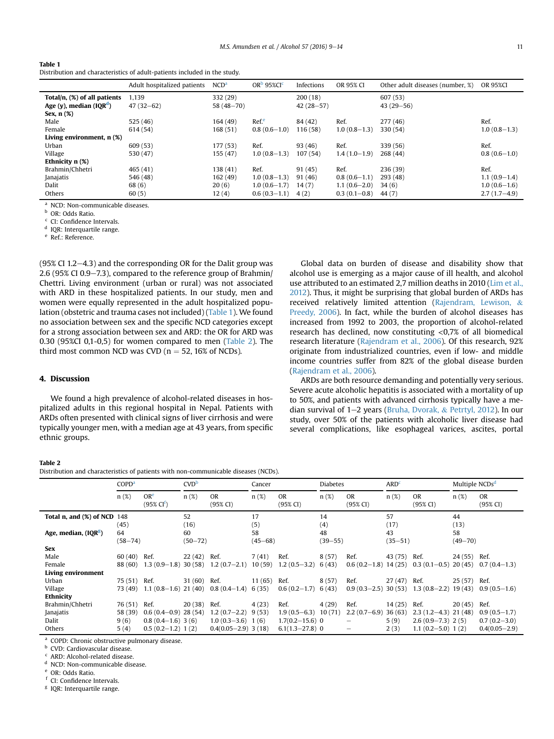**Table 1**
Distribution and characteristics of adult-patients included in the study.

| | Adult hospitalized patients | NCD[a] | OR[b] 95%CI[c] | Infections | OR 95% CI | Other adult diseases (number, %) | OR 95%CI |
|---|---|---|---|---|---|---|---|
| **Total/n, (%) of all patients** | 1,139 | 332 (29) | | 200 (18) | | 607 (53) | |
| **Age (y), median (IQR[d])** | 47 (32–62) | 58 (48–70) | | 42 (28–57) | | 43 (29–56) | |
| **Sex, n (%)** | | | | | | | |
| Male | 525 (46) | 164 (49) | Ref.[e] | 84 (42) | Ref. | 277 (46) | Ref. |
| Female | 614 (54) | 168 (51) | 0.8 (0.6–1.0) | 116 (58) | 1.0 (0.8–1.3) | 330 (54) | 1.0 (0.8–1.3) |
| **Living environment, n (%)** | | | | | | | |
| Urban | 609 (53) | 177 (53) | Ref. | 93 (46) | Ref. | 339 (56) | Ref. |
| Village | 530 (47) | 155 (47) | 1.0 (0.8–1.3) | 107 (54) | 1.4 (1.0–1.9) | 268 (44) | 0.8 (0.6–1.0) |
| **Ethnicity n (%)** | | | | | | | |
| Brahmin/Chhetri | 465 (41) | 138 (41) | Ref. | 91 (45) | Ref. | 236 (39) | Ref. |
| Janajatis | 546 (48) | 162 (49) | 1.0 (0.8–1.3) | 91 (46) | 0.8 (0.6–1.1) | 293 (48) | 1.1 (0.9–1.4) |
| Dalit | 68 (6) | 20 (6) | 1.0 (0.6–1.7) | 14 (7) | 1.1 (0.6–2.0) | 34 (6) | 1.0 (0.6–1.6) |
| Others | 60 (5) | 12 (4) | 0.6 (0.3–1.1) | 4 (2) | 0.3 (0.1–0.8) | 44 (7) | 2.7 (1.7–4.9) |

[a] NCD: Non-communicable diseases.
[b] OR: Odds Ratio.
[c] CI: Confidence Intervals.
[d] IQR: Interquartile range.
[e] Ref.: Reference.

(95% CI 1.2–4.3) and the corresponding OR for the Dalit group was 2.6 (95% CI 0.9–7.3), compared to the reference group of Brahmin/Chettri. Living environment (urban or rural) was not associated with ARD in these hospitalized patients. In our study, men and women were equally represented in the adult hospitalized population (obstetric and trauma cases not included) (Table 1). We found no association between sex and the specific NCD categories except for a strong association between sex and ARD: the OR for ARD was 0.30 (95%CI 0,1-0,5) for women compared to men (Table 2). The third most common NCD was CVD (n = 52, 16% of NCDs).

## 4. Discussion

We found a high prevalence of alcohol-related diseases in hospitalized adults in this regional hospital in Nepal. Patients with ARDs often presented with clinical signs of liver cirrhosis and were typically younger men, with a median age at 43 years, from specific ethnic groups.

Global data on burden of disease and disability show that alcohol use is emerging as a major cause of ill health, and alcohol use attributed to an estimated 2,7 million deaths in 2010 (Lim et al., 2012). Thus, it might be surprising that global burden of ARDs has received relatively limited attention (Rajendram, Lewison, & Preedy, 2006). In fact, while the burden of alcohol diseases has increased from 1992 to 2003, the proportion of alcohol-related research has declined, now constituting <0,7% of all biomedical research literature (Rajendram et al., 2006). Of this research, 92% originate from industrialized countries, even if low- and middle income countries suffer from 82% of the global disease burden (Rajendram et al., 2006).

ARDs are both resource demanding and potentially very serious. Severe acute alcoholic hepatitis is associated with a mortality of up to 50%, and patients with advanced cirrhosis typically have a median survival of 1–2 years (Bruha, Dvorak, & Petrtyl, 2012). In our study, over 50% of the patients with alcoholic liver disease had several complications, like esophageal varices, ascites, portal

**Table 2**
Distribution and characteristics of patients with non-communicable diseases (NCDs).

| | COPD[a] | | CVD[b] | | Cancer | | Diabetes | | ARD[c] | | Multiple NCDs[d] | |
|---|---|---|---|---|---|---|---|---|---|---|---|---|
| | n (%) | OR[e] (95% CI[f]) | n (%) | OR (95% CI) | n (%) | OR (95% CI) | n (%) | OR (95% CI) | n (%) | OR (95% CI) | n (%) | OR (95% CI) |
| **Total n, and (%) of NCD** | 148 (45) | | 52 (16) | | 17 (5) | | 14 (4) | | 57 (17) | | 44 (13) | |
| **Age, median, (IQR[g])** | 64 (58–74) | | 60 (50–72) | | 58 (45–68) | | 48 (39–55) | | 43 (35–51) | | 58 (49–70) | |
| **Sex** | | | | | | | | | | | | |
| Male | 60 (40) | Ref. | 22 (42) | Ref. | 7 (41) | Ref. | 8 (57) | Ref. | 43 (75) | Ref. | 24 (55) | Ref. |
| Female | 88 (60) | 1.3 (0.9–1.8) | 30 (58) | 1.2 (0.7–2.1) | 10 (59) | 1.2 (0.5–3.2) | 6 (43) | 0.6 (0.2–1.8) | 14 (25) | 0.3 (0.1–0.5) | 20 (45) | 0.7 (0.4–1.3) |
| **Living environment** | | | | | | | | | | | | |
| Urban | 75 (51) | Ref. | 31 (60) | Ref. | 11 (65) | Ref. | 8 (57) | Ref. | 27 (47) | Ref. | 25 (57) | Ref. |
| Village | 73 (49) | 1.1 (0.8–1.6) | 21 (40) | 0.8 (0.4–1.4) | 6 (35) | 0.6 (0.2–1.7) | 6 (43) | 0.9 (0.3–2.5) | 30 (53) | 1.3 (0.8–2.2) | 19 (43) | 0.9 (0.5–1.6) |
| **Ethnicity** | | | | | | | | | | | | |
| Brahmin/Chhetri | 76 (51) | Ref. | 20 (38) | Ref. | 4 (23) | Ref. | 4 (29) | Ref. | 14 (25) | Ref. | 20 (45) | Ref. |
| Janajatis | 58 (39) | 0.6 (0.4–0.9) | 28 (54) | 1.2 (0.7–2.2) | 9 (53) | 1.9 (0.5–6.3) | 10 (71) | 2.2 (0.7–6.9) | 36 (63) | 2.3 (1.2–4.3) | 21 (48) | 0.9 (0.5–1.7) |
| Dalit | 9 (6) | 0.8 (0.4–1.6) | 3 (6) | 1.0 (0.3–3.6) | 1 (6) | 1.7(0.2–15.6) | 0 | – | 5 (9) | 2.6 (0.9–7.3) | 2 (5) | 0.7 (0.2–3.0) |
| Others | 5 (4) | 0.5 (0.2–1.2) | 1 (2) | 0.4(0.05–2.9) | 3 (18) | 6.1(1.3–27.8) | 0 | – | 2 (3) | 1.1 (0.2–5.0) | 1 (2) | 0.4(0.05–2.9) |

[a] COPD: Chronic obstructive pulmonary disease.
[b] CVD: Cardiovascular disease.
[c] ARD: Alcohol-related disease.
[d] NCD: Non-communicable disease.
[e] OR: Odds Ratio.
[f] CI: Confidence Intervals.
[g] IQR: Interquartile range.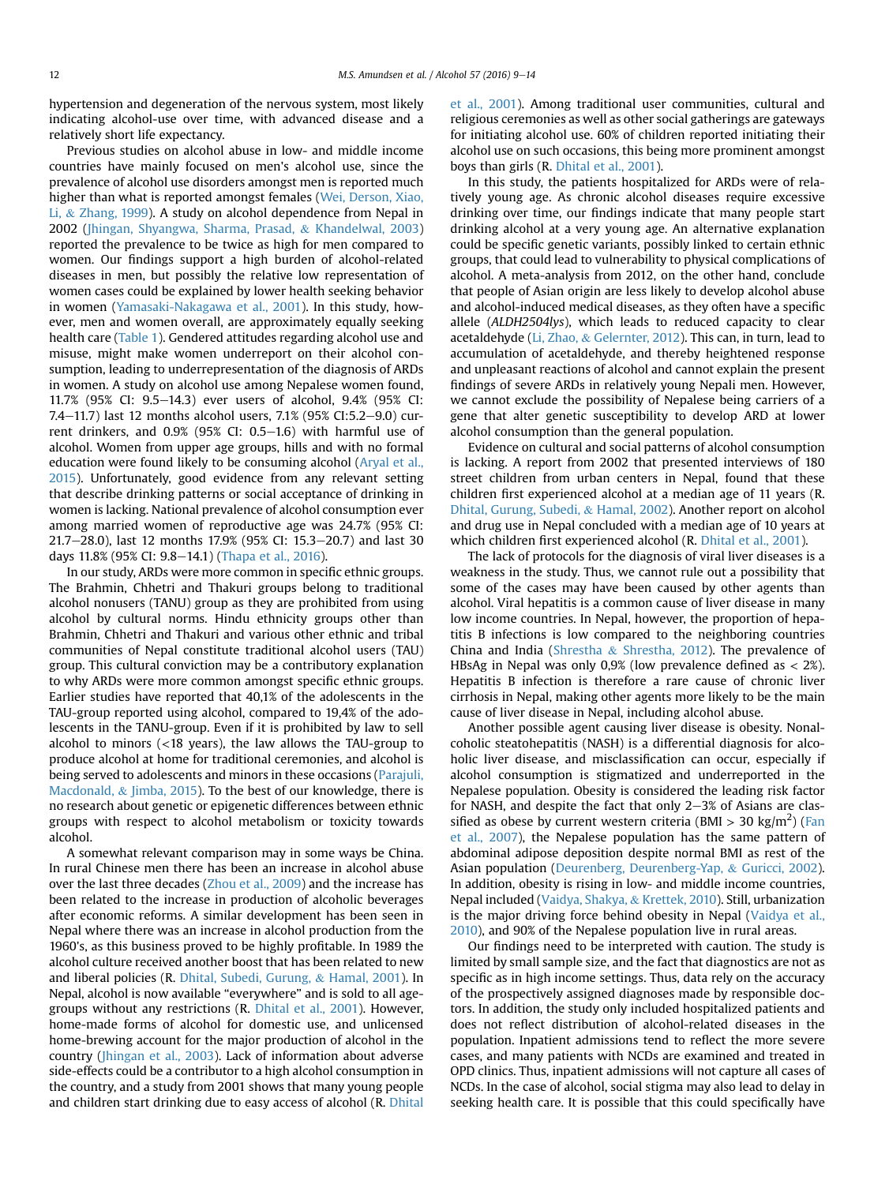hypertension and degeneration of the nervous system, most likely indicating alcohol-use over time, with advanced disease and a relatively short life expectancy.

Previous studies on alcohol abuse in low- and middle income countries have mainly focused on men's alcohol use, since the prevalence of alcohol use disorders amongst men is reported much higher than what is reported amongst females (Wei, Derson, Xiao, Li, & Zhang, 1999). A study on alcohol dependence from Nepal in 2002 (Jhingan, Shyangwa, Sharma, Prasad, & Khandelwal, 2003) reported the prevalence to be twice as high for men compared to women. Our findings support a high burden of alcohol-related diseases in men, but possibly the relative low representation of women cases could be explained by lower health seeking behavior in women (Yamasaki-Nakagawa et al., 2001). In this study, however, men and women overall, are approximately equally seeking health care (Table 1). Gendered attitudes regarding alcohol use and misuse, might make women underreport on their alcohol consumption, leading to underrepresentation of the diagnosis of ARDs in women. A study on alcohol use among Nepalese women found, 11.7% (95% CI: 9.5–14.3) ever users of alcohol, 9.4% (95% CI: 7.4–11.7) last 12 months alcohol users, 7.1% (95% CI:5.2–9.0) current drinkers, and 0.9% (95% CI: 0.5–1.6) with harmful use of alcohol. Women from upper age groups, hills and with no formal education were found likely to be consuming alcohol (Aryal et al., 2015). Unfortunately, good evidence from any relevant setting that describe drinking patterns or social acceptance of drinking in women is lacking. National prevalence of alcohol consumption ever among married women of reproductive age was 24.7% (95% CI: 21.7–28.0), last 12 months 17.9% (95% CI: 15.3–20.7) and last 30 days 11.8% (95% CI: 9.8–14.1) (Thapa et al., 2016).

In our study, ARDs were more common in specific ethnic groups. The Brahmin, Chhetri and Thakuri groups belong to traditional alcohol nonusers (TANU) group as they are prohibited from using alcohol by cultural norms. Hindu ethnicity groups other than Brahmin, Chhetri and Thakuri and various other ethnic and tribal communities of Nepal constitute traditional alcohol users (TAU) group. This cultural conviction may be a contributory explanation to why ARDs were more common amongst specific ethnic groups. Earlier studies have reported that 40,1% of the adolescents in the TAU-group reported using alcohol, compared to 19,4% of the adolescents in the TANU-group. Even if it is prohibited by law to sell alcohol to minors (<18 years), the law allows the TAU-group to produce alcohol at home for traditional ceremonies, and alcohol is being served to adolescents and minors in these occasions (Parajuli, Macdonald, & Jimba, 2015). To the best of our knowledge, there is no research about genetic or epigenetic differences between ethnic groups with respect to alcohol metabolism or toxicity towards alcohol.

A somewhat relevant comparison may in some ways be China. In rural Chinese men there has been an increase in alcohol abuse over the last three decades (Zhou et al., 2009) and the increase has been related to the increase in production of alcoholic beverages after economic reforms. A similar development has been seen in Nepal where there was an increase in alcohol production from the 1960's, as this business proved to be highly profitable. In 1989 the alcohol culture received another boost that has been related to new and liberal policies (R. Dhital, Subedi, Gurung, & Hamal, 2001). In Nepal, alcohol is now available "everywhere" and is sold to all age-groups without any restrictions (R. Dhital et al., 2001). However, home-made forms of alcohol for domestic use, and unlicensed home-brewing account for the major production of alcohol in the country (Jhingan et al., 2003). Lack of information about adverse side-effects could be a contributor to a high alcohol consumption in the country, and a study from 2001 shows that many young people and children start drinking due to easy access of alcohol (R. Dhital et al., 2001). Among traditional user communities, cultural and religious ceremonies as well as other social gatherings are gateways for initiating alcohol use. 60% of children reported initiating their alcohol use on such occasions, this being more prominent amongst boys than girls (R. Dhital et al., 2001).

In this study, the patients hospitalized for ARDs were of relatively young age. As chronic alcohol diseases require excessive drinking over time, our findings indicate that many people start drinking alcohol at a very young age. An alternative explanation could be specific genetic variants, possibly linked to certain ethnic groups, that could lead to vulnerability to physical complications of alcohol. A meta-analysis from 2012, on the other hand, conclude that people of Asian origin are less likely to develop alcohol abuse and alcohol-induced medical diseases, as they often have a specific allele (*ALDH2504lys*), which leads to reduced capacity to clear acetaldehyde (Li, Zhao, & Gelernter, 2012). This can, in turn, lead to accumulation of acetaldehyde, and thereby heightened response and unpleasant reactions of alcohol and cannot explain the present findings of severe ARDs in relatively young Nepali men. However, we cannot exclude the possibility of Nepalese being carriers of a gene that alter genetic susceptibility to develop ARD at lower alcohol consumption than the general population.

Evidence on cultural and social patterns of alcohol consumption is lacking. A report from 2002 that presented interviews of 180 street children from urban centers in Nepal, found that these children first experienced alcohol at a median age of 11 years (R. Dhital, Gurung, Subedi, & Hamal, 2002). Another report on alcohol and drug use in Nepal concluded with a median age of 10 years at which children first experienced alcohol (R. Dhital et al., 2001).

The lack of protocols for the diagnosis of viral liver diseases is a weakness in the study. Thus, we cannot rule out a possibility that some of the cases may have been caused by other agents than alcohol. Viral hepatitis is a common cause of liver disease in many low income countries. In Nepal, however, the proportion of hepatitis B infections is low compared to the neighboring countries China and India (Shrestha & Shrestha, 2012). The prevalence of HBsAg in Nepal was only 0,9% (low prevalence defined as < 2%). Hepatitis B infection is therefore a rare cause of chronic liver cirrhosis in Nepal, making other agents more likely to be the main cause of liver disease in Nepal, including alcohol abuse.

Another possible agent causing liver disease is obesity. Nonalcoholic steatohepatitis (NASH) is a differential diagnosis for alcoholic liver disease, and misclassification can occur, especially if alcohol consumption is stigmatized and underreported in the Nepalese population. Obesity is considered the leading risk factor for NASH, and despite the fact that only 2–3% of Asians are classified as obese by current western criteria (BMI > 30 kg/m$^2$) (Fan et al., 2007), the Nepalese population has the same pattern of abdominal adipose deposition despite normal BMI as rest of the Asian population (Deurenberg, Deurenberg-Yap, & Guricci, 2002). In addition, obesity is rising in low- and middle income countries, Nepal included (Vaidya, Shakya, & Krettek, 2010). Still, urbanization is the major driving force behind obesity in Nepal (Vaidya et al., 2010), and 90% of the Nepalese population live in rural areas.

Our findings need to be interpreted with caution. The study is limited by small sample size, and the fact that diagnostics are not as specific as in high income settings. Thus, data rely on the accuracy of the prospectively assigned diagnoses made by responsible doctors. In addition, the study only included hospitalized patients and does not reflect distribution of alcohol-related diseases in the population. Inpatient admissions tend to reflect the more severe cases, and many patients with NCDs are examined and treated in OPD clinics. Thus, inpatient admissions will not capture all cases of NCDs. In the case of alcohol, social stigma may also lead to delay in seeking health care. It is possible that this could specifically have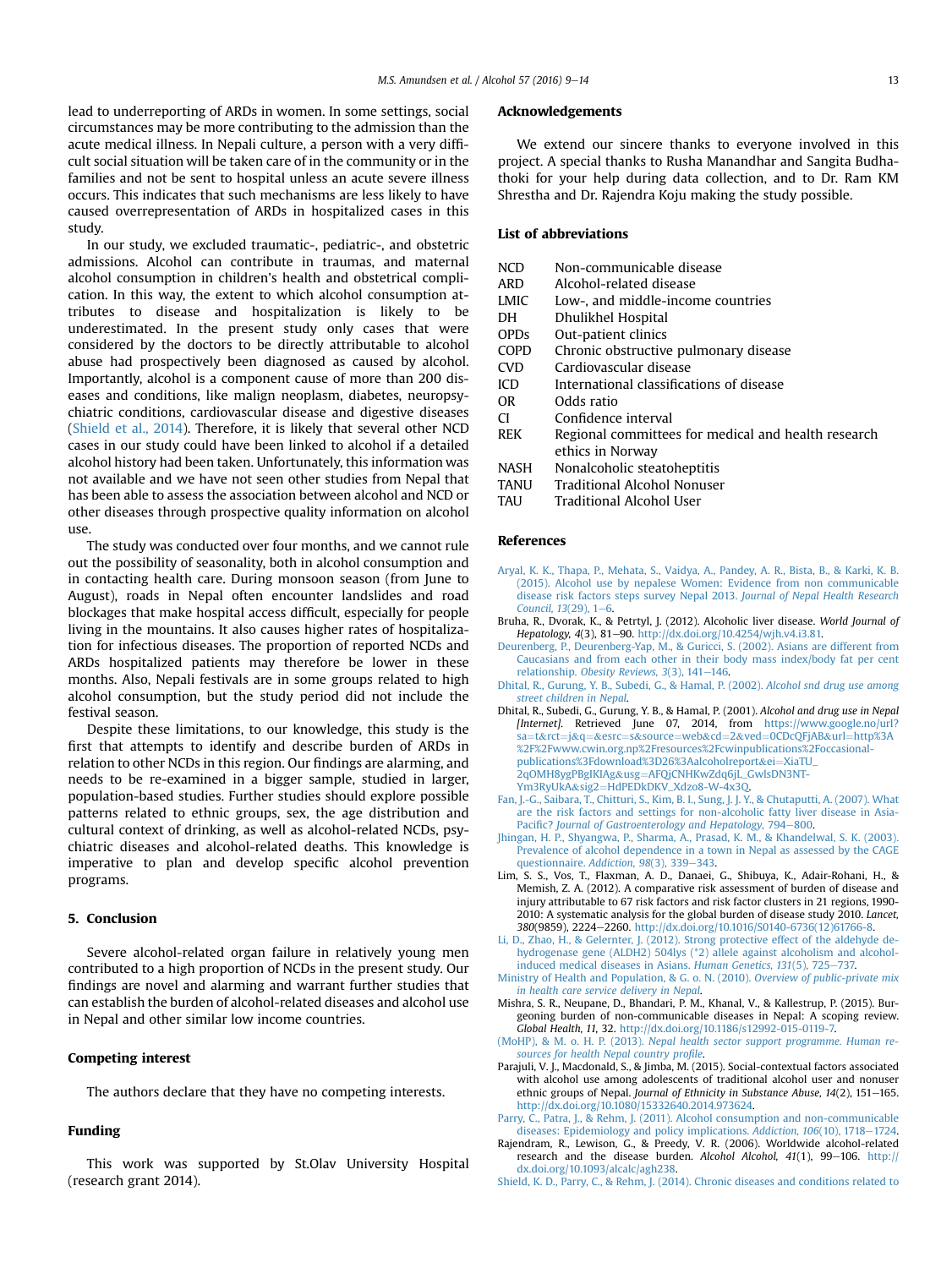lead to underreporting of ARDs in women. In some settings, social circumstances may be more contributing to the admission than the acute medical illness. In Nepali culture, a person with a very difficult social situation will be taken care of in the community or in the families and not be sent to hospital unless an acute severe illness occurs. This indicates that such mechanisms are less likely to have caused overrepresentation of ARDs in hospitalized cases in this study.

In our study, we excluded traumatic-, pediatric-, and obstetric admissions. Alcohol can contribute in traumas, and maternal alcohol consumption in children's health and obstetrical complication. In this way, the extent to which alcohol consumption attributes to disease and hospitalization is likely to be underestimated. In the present study only cases that were considered by the doctors to be directly attributable to alcohol abuse had prospectively been diagnosed as caused by alcohol. Importantly, alcohol is a component cause of more than 200 diseases and conditions, like malign neoplasm, diabetes, neuropsychiatric conditions, cardiovascular disease and digestive diseases (Shield et al., 2014). Therefore, it is likely that several other NCD cases in our study could have been linked to alcohol if a detailed alcohol history had been taken. Unfortunately, this information was not available and we have not seen other studies from Nepal that has been able to assess the association between alcohol and NCD or other diseases through prospective quality information on alcohol use.

The study was conducted over four months, and we cannot rule out the possibility of seasonality, both in alcohol consumption and in contacting health care. During monsoon season (from June to August), roads in Nepal often encounter landslides and road blockages that make hospital access difficult, especially for people living in the mountains. It also causes higher rates of hospitalization for infectious diseases. The proportion of reported NCDs and ARDs hospitalized patients may therefore be lower in these months. Also, Nepali festivals are in some groups related to high alcohol consumption, but the study period did not include the festival season.

Despite these limitations, to our knowledge, this study is the first that attempts to identify and describe burden of ARDs in relation to other NCDs in this region. Our findings are alarming, and needs to be re-examined in a bigger sample, studied in larger, population-based studies. Further studies should explore possible patterns related to ethnic groups, sex, the age distribution and cultural context of drinking, as well as alcohol-related NCDs, psychiatric diseases and alcohol-related deaths. This knowledge is imperative to plan and develop specific alcohol prevention programs.

## 5. Conclusion

Severe alcohol-related organ failure in relatively young men contributed to a high proportion of NCDs in the present study. Our findings are novel and alarming and warrant further studies that can establish the burden of alcohol-related diseases and alcohol use in Nepal and other similar low income countries.

## Competing interest

The authors declare that they have no competing interests.

## Funding

This work was supported by St.Olav University Hospital (research grant 2014).

## Acknowledgements

We extend our sincere thanks to everyone involved in this project. A special thanks to Rusha Manandhar and Sangita Budhathoki for your help during data collection, and to Dr. Ram KM Shrestha and Dr. Rajendra Koju making the study possible.

## List of abbreviations

| | |
|---|---|
| NCD | Non-communicable disease |
| ARD | Alcohol-related disease |
| LMIC | Low-, and middle-income countries |
| DH | Dhulikhel Hospital |
| OPDs | Out-patient clinics |
| COPD | Chronic obstructive pulmonary disease |
| CVD | Cardiovascular disease |
| ICD | International classifications of disease |
| OR | Odds ratio |
| CI | Confidence interval |
| REK | Regional committees for medical and health research ethics in Norway |
| NASH | Nonalcoholic steatoheptitis |
| TANU | Traditional Alcohol Nonuser |
| TAU | Traditional Alcohol User |

## References

Aryal, K. K., Thapa, P., Mehata, S., Vaidya, A., Pandey, A. R., Bista, B., & Karki, K. B. (2015). Alcohol use by nepalese Women: Evidence from non communicable disease risk factors steps survey Nepal 2013. *Journal of Nepal Health Research Council, 13*(29), 1–6.

Bruha, R., Dvorak, K., & Petrtyl, J. (2012). Alcoholic liver disease. *World Journal of Hepatology, 4*(3), 81–90. http://dx.doi.org/10.4254/wjh.v4.i3.81.

Deurenberg, P., Deurenberg-Yap, M., & Guricci, S. (2002). Asians are different from Caucasians and from each other in their body mass index/body fat per cent relationship. *Obesity Reviews, 3*(3), 141–146.

Dhital, R., Gurung, Y. B., Subedi, G., & Hamal, P. (2002). *Alcohol snd drug use among street children in Nepal*.

Dhital, R., Subedi, G., Gurung, Y. B., & Hamal, P. (2001). *Alcohol and drug use in Nepal [Internet]*. Retrieved June 07, 2014, from https://www.google.no/url?sa=t&rct=j&q=&esrc=s&source=web&cd=2&ved=0CDcQFjAB&url=http%3A%2F%2Fwww.cwin.org.np%2Fresources%2Fcwinpublications%2Foccasional-publications%3Fdownload%3D26%3Aalcoholreport&ei=XiaTU_2qOMH8ygPBgIKIAg&usg=AFQjCNHKwZdq6jL_GwlsDN3NT-Ym3RyUkA&sig2=HdPEDkDKV_Xdzo8-W-4x3Q.

Fan, J.-G., Saibara, T., Chitturi, S., Kim, B. I., Sung, J. J. Y., & Chutaputti, A. (2007). What are the risk factors and settings for non-alcoholic fatty liver disease in Asia-Pacific? *Journal of Gastroenterology and Hepatology*, 794–800.

Jhingan, H. P., Shyangwa, P., Sharma, A., Prasad, K. M., & Khandelwal, S. K. (2003). Prevalence of alcohol dependence in a town in Nepal as assessed by the CAGE questionnaire. *Addiction, 98*(3), 339–343.

Lim, S. S., Vos, T., Flaxman, A. D., Danaei, G., Shibuya, K., Adair-Rohani, H., & Memish, Z. A. (2012). A comparative risk assessment of burden of disease and injury attributable to 67 risk factors and risk factor clusters in 21 regions, 1990-2010: A systematic analysis for the global burden of disease study 2010. *Lancet, 380*(9859), 2224–2260. http://dx.doi.org/10.1016/S0140-6736(12)61766-8.

Li, D., Zhao, H., & Gelernter, J. (2012). Strong protective effect of the aldehyde dehydrogenase gene (ALDH2) 504lys (*2) allele against alcoholism and alcohol-induced medical diseases in Asians. *Human Genetics, 131*(5), 725–737.

Ministry of Health and Population, & G. o. N. (2010). *Overview of public-private mix in health care service delivery in Nepal*.

Mishra, S. R., Neupane, D., Bhandari, P. M., Khanal, V., & Kallestrup, P. (2015). Burgeoning burden of non-communicable diseases in Nepal: A scoping review. *Global Health, 11*, 32. http://dx.doi.org/10.1186/s12992-015-0119-7.

(MoHP), & M. o. H. P. (2013). *Nepal health sector support programme. Human resources for health Nepal country profile*.

Parajuli, V. J., Macdonald, S., & Jimba, M. (2015). Social-contextual factors associated with alcohol use among adolescents of traditional alcohol user and nonuser ethnic groups of Nepal. *Journal of Ethnicity in Substance Abuse, 14*(2), 151–165. http://dx.doi.org/10.1080/15332640.2014.973624.

Parry, C., Patra, J., & Rehm, J. (2011). Alcohol consumption and non-communicable diseases: Epidemiology and policy implications. *Addiction, 106*(10), 1718–1724.

Rajendram, R., Lewison, G., & Preedy, V. R. (2006). Worldwide alcohol-related research and the disease burden. *Alcohol Alcohol, 41*(1), 99–106. http://dx.doi.org/10.1093/alcalc/agh238.

Shield, K. D., Parry, C., & Rehm, J. (2014). Chronic diseases and conditions related to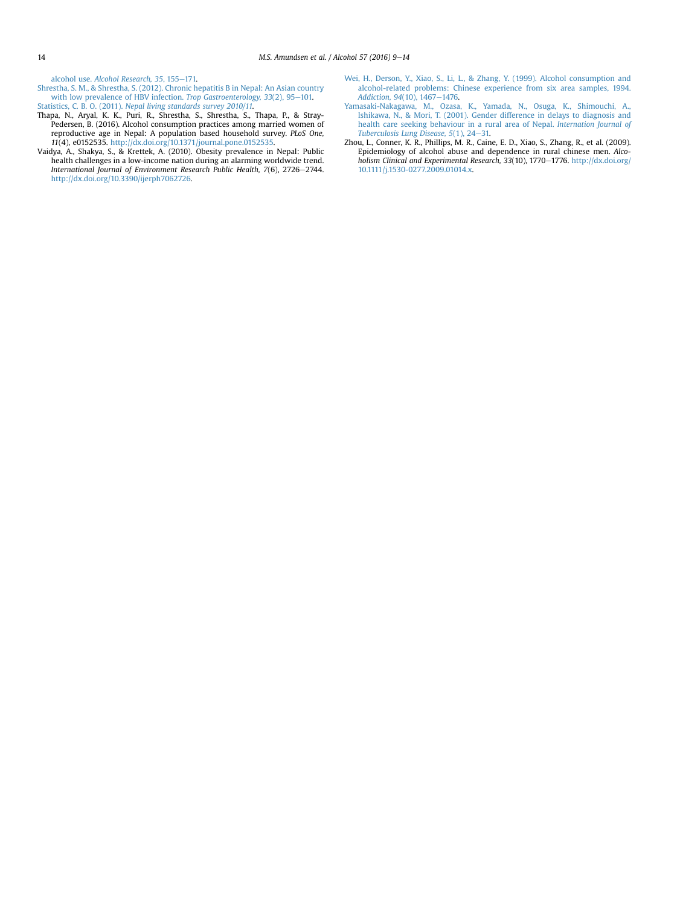alcohol use. *Alcohol Research, 35*, 155–171.

Shrestha, S. M., & Shrestha, S. (2012). Chronic hepatitis B in Nepal: An Asian country with low prevalence of HBV infection. *Trop Gastroenterology, 33*(2), 95–101.

Statistics, C. B. O. (2011). *Nepal living standards survey 2010/11*.

Thapa, N., Aryal, K. K., Puri, R., Shrestha, S., Shrestha, S., Thapa, P., & Stray-Pedersen, B. (2016). Alcohol consumption practices among married women of reproductive age in Nepal: A population based household survey. *PLoS One, 11*(4), e0152535. http://dx.doi.org/10.1371/journal.pone.0152535.

Vaidya, A., Shakya, S., & Krettek, A. (2010). Obesity prevalence in Nepal: Public health challenges in a low-income nation during an alarming worldwide trend. *International Journal of Environment Research Public Health, 7*(6), 2726–2744. http://dx.doi.org/10.3390/ijerph7062726.

Wei, H., Derson, Y., Xiao, S., Li, L., & Zhang, Y. (1999). Alcohol consumption and alcohol-related problems: Chinese experience from six area samples, 1994. *Addiction, 94*(10), 1467–1476.

Yamasaki-Nakagawa, M., Ozasa, K., Yamada, N., Osuga, K., Shimouchi, A., Ishikawa, N., & Mori, T. (2001). Gender difference in delays to diagnosis and health care seeking behaviour in a rural area of Nepal. *Internation Journal of Tuberculosis Lung Disease, 5*(1), 24–31.

Zhou, L., Conner, K. R., Phillips, M. R., Caine, E. D., Xiao, S., Zhang, R., et al. (2009). Epidemiology of alcohol abuse and dependence in rural chinese men. *Alcoholism Clinical and Experimental Research, 33*(10), 1770–1776. http://dx.doi.org/10.1111/j.1530-0277.2009.01014.x.